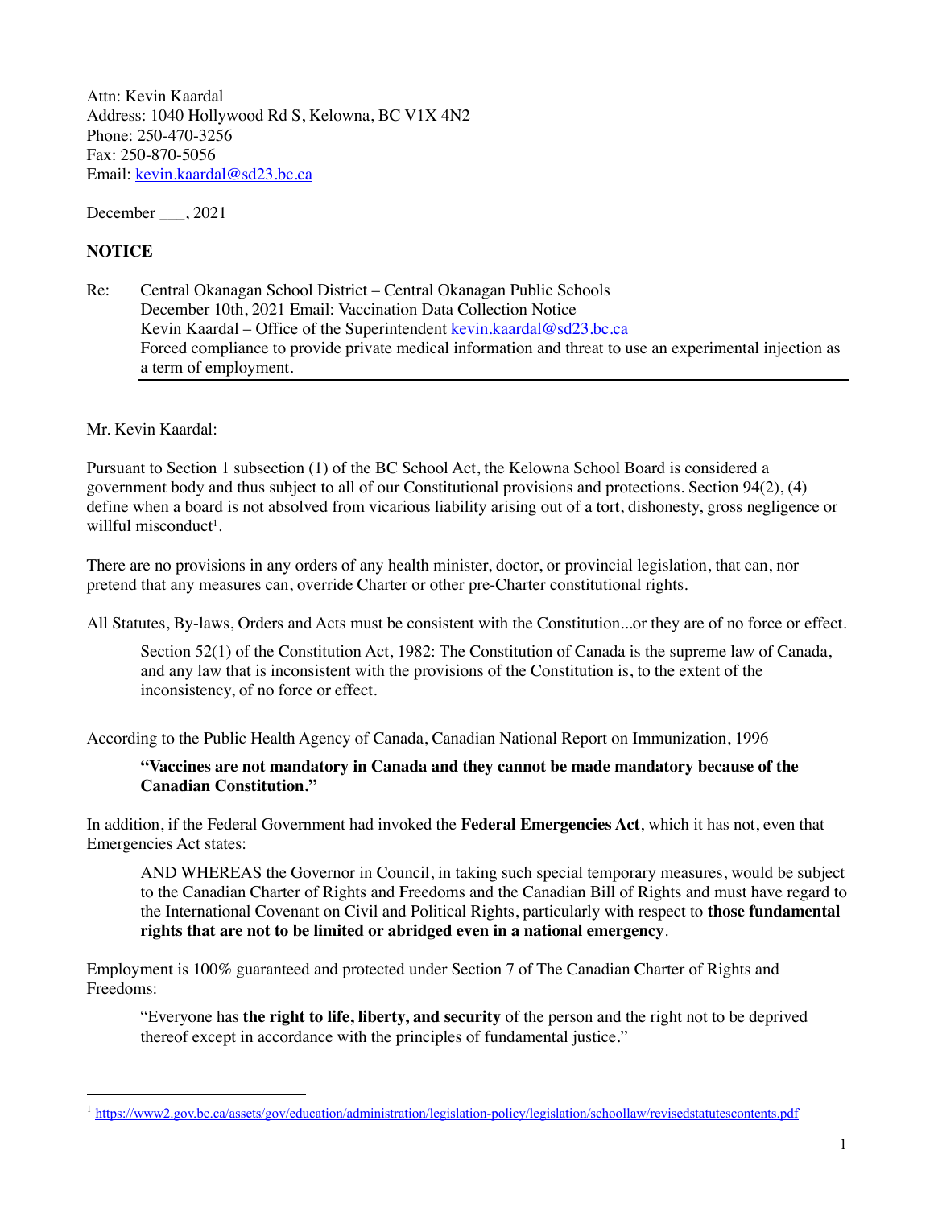Attn: Kevin Kaardal
Address: 1040 Hollywood Rd S, Kelowna, BC V1X 4N2
Phone: 250-470-3256
Fax: 250-870-5056
Email: kevin.kaardal@sd23.bc.ca

December ___, 2021

**NOTICE**

Re: Central Okanagan School District – Central Okanagan Public Schools
December 10th, 2021 Email: Vaccination Data Collection Notice
Kevin Kaardal – Office of the Superintendent kevin.kaardal@sd23.bc.ca
Forced compliance to provide private medical information and threat to use an experimental injection as a term of employment.

---

Mr. Kevin Kaardal:

Pursuant to Section 1 subsection (1) of the BC School Act, the Kelowna School Board is considered a government body and thus subject to all of our Constitutional provisions and protections. Section 94(2), (4) define when a board is not absolved from vicarious liability arising out of a tort, dishonesty, gross negligence or willful misconduct[1].

There are no provisions in any orders of any health minister, doctor, or provincial legislation, that can, nor pretend that any measures can, override Charter or other pre-Charter constitutional rights.

All Statutes, By-laws, Orders and Acts must be consistent with the Constitution...or they are of no force or effect.

> Section 52(1) of the Constitution Act, 1982: The Constitution of Canada is the supreme law of Canada, and any law that is inconsistent with the provisions of the Constitution is, to the extent of the inconsistency, of no force or effect.

According to the Public Health Agency of Canada, Canadian National Report on Immunization, 1996

> **"Vaccines are not mandatory in Canada and they cannot be made mandatory because of the Canadian Constitution."**

In addition, if the Federal Government had invoked the **Federal Emergencies Act**, which it has not, even that Emergencies Act states:

> AND WHEREAS the Governor in Council, in taking such special temporary measures, would be subject to the Canadian Charter of Rights and Freedoms and the Canadian Bill of Rights and must have regard to the International Covenant on Civil and Political Rights, particularly with respect to **those fundamental rights that are not to be limited or abridged even in a national emergency**.

Employment is 100% guaranteed and protected under Section 7 of The Canadian Charter of Rights and Freedoms:

> "Everyone has **the right to life, liberty, and security** of the person and the right not to be deprived thereof except in accordance with the principles of fundamental justice."

---

[1] https://www2.gov.bc.ca/assets/gov/education/administration/legislation-policy/legislation/schoollaw/revisedstatutescontents.pdf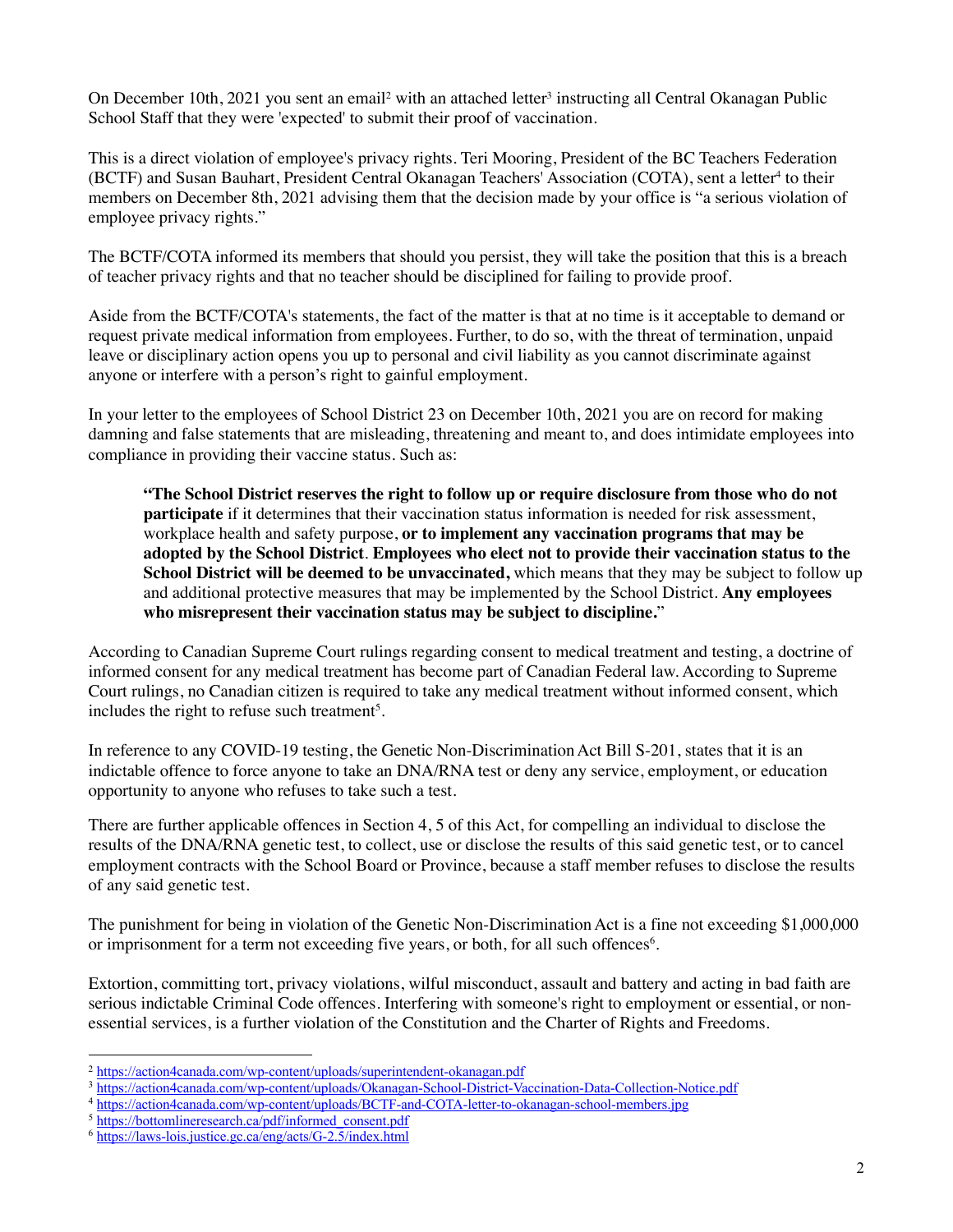On December 10th, 2021 you sent an email[2] with an attached letter[3] instructing all Central Okanagan Public School Staff that they were 'expected' to submit their proof of vaccination.

This is a direct violation of employee's privacy rights. Teri Mooring, President of the BC Teachers Federation (BCTF) and Susan Bauhart, President Central Okanagan Teachers' Association (COTA), sent a letter[4] to their members on December 8th, 2021 advising them that the decision made by your office is "a serious violation of employee privacy rights."

The BCTF/COTA informed its members that should you persist, they will take the position that this is a breach of teacher privacy rights and that no teacher should be disciplined for failing to provide proof.

Aside from the BCTF/COTA's statements, the fact of the matter is that at no time is it acceptable to demand or request private medical information from employees. Further, to do so, with the threat of termination, unpaid leave or disciplinary action opens you up to personal and civil liability as you cannot discriminate against anyone or interfere with a person's right to gainful employment.

In your letter to the employees of School District 23 on December 10th, 2021 you are on record for making damning and false statements that are misleading, threatening and meant to, and does intimidate employees into compliance in providing their vaccine status. Such as:

> **"The School District reserves the right to follow up or require disclosure from those who do not participate** if it determines that their vaccination status information is needed for risk assessment, workplace health and safety purpose, **or to implement any vaccination programs that may be adopted by the School District**. **Employees who elect not to provide their vaccination status to the School District will be deemed to be unvaccinated,** which means that they may be subject to follow up and additional protective measures that may be implemented by the School District. **Any employees who misrepresent their vaccination status may be subject to discipline.**"

According to Canadian Supreme Court rulings regarding consent to medical treatment and testing, a doctrine of informed consent for any medical treatment has become part of Canadian Federal law. According to Supreme Court rulings, no Canadian citizen is required to take any medical treatment without informed consent, which includes the right to refuse such treatment[5].

In reference to any COVID-19 testing, the Genetic Non-Discrimination Act Bill S-201, states that it is an indictable offence to force anyone to take an DNA/RNA test or deny any service, employment, or education opportunity to anyone who refuses to take such a test.

There are further applicable offences in Section 4, 5 of this Act, for compelling an individual to disclose the results of the DNA/RNA genetic test, to collect, use or disclose the results of this said genetic test, or to cancel employment contracts with the School Board or Province, because a staff member refuses to disclose the results of any said genetic test.

The punishment for being in violation of the Genetic Non-Discrimination Act is a fine not exceeding $1,000,000 or imprisonment for a term not exceeding five years, or both, for all such offences[6].

Extortion, committing tort, privacy violations, wilful misconduct, assault and battery and acting in bad faith are serious indictable Criminal Code offences. Interfering with someone's right to employment or essential, or non-essential services, is a further violation of the Constitution and the Charter of Rights and Freedoms.

---

[2] https://action4canada.com/wp-content/uploads/superintendent-okanagan.pdf

[3] https://action4canada.com/wp-content/uploads/Okanagan-School-District-Vaccination-Data-Collection-Notice.pdf

[4] https://action4canada.com/wp-content/uploads/BCTF-and-COTA-letter-to-okanagan-school-members.jpg

[5] https://bottomlineresearch.ca/pdf/informed_consent.pdf

[6] https://laws-lois.justice.gc.ca/eng/acts/G-2.5/index.html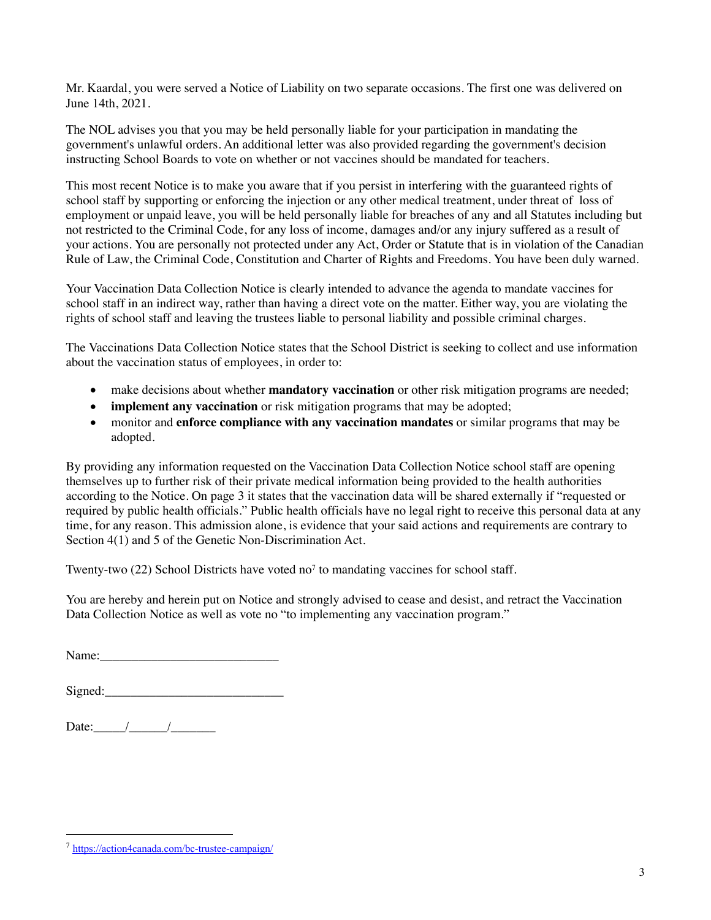Mr. Kaardal, you were served a Notice of Liability on two separate occasions. The first one was delivered on June 14th, 2021.

The NOL advises you that you may be held personally liable for your participation in mandating the government's unlawful orders. An additional letter was also provided regarding the government's decision instructing School Boards to vote on whether or not vaccines should be mandated for teachers.

This most recent Notice is to make you aware that if you persist in interfering with the guaranteed rights of school staff by supporting or enforcing the injection or any other medical treatment, under threat of loss of employment or unpaid leave, you will be held personally liable for breaches of any and all Statutes including but not restricted to the Criminal Code, for any loss of income, damages and/or any injury suffered as a result of your actions. You are personally not protected under any Act, Order or Statute that is in violation of the Canadian Rule of Law, the Criminal Code, Constitution and Charter of Rights and Freedoms. You have been duly warned.

Your Vaccination Data Collection Notice is clearly intended to advance the agenda to mandate vaccines for school staff in an indirect way, rather than having a direct vote on the matter. Either way, you are violating the rights of school staff and leaving the trustees liable to personal liability and possible criminal charges.

The Vaccinations Data Collection Notice states that the School District is seeking to collect and use information about the vaccination status of employees, in order to:

- make decisions about whether **mandatory vaccination** or other risk mitigation programs are needed;
- **implement any vaccination** or risk mitigation programs that may be adopted;
- monitor and **enforce compliance with any vaccination mandates** or similar programs that may be adopted.

By providing any information requested on the Vaccination Data Collection Notice school staff are opening themselves up to further risk of their private medical information being provided to the health authorities according to the Notice. On page 3 it states that the vaccination data will be shared externally if "requested or required by public health officials." Public health officials have no legal right to receive this personal data at any time, for any reason. This admission alone, is evidence that your said actions and requirements are contrary to Section 4(1) and 5 of the Genetic Non-Discrimination Act.

Twenty-two (22) School Districts have voted no[7] to mandating vaccines for school staff.

You are hereby and herein put on Notice and strongly advised to cease and desist, and retract the Vaccination Data Collection Notice as well as vote no "to implementing any vaccination program."

Name:____________________________

Signed:____________________________

Date:_____/______/_______

[7] https://action4canada.com/bc-trustee-campaign/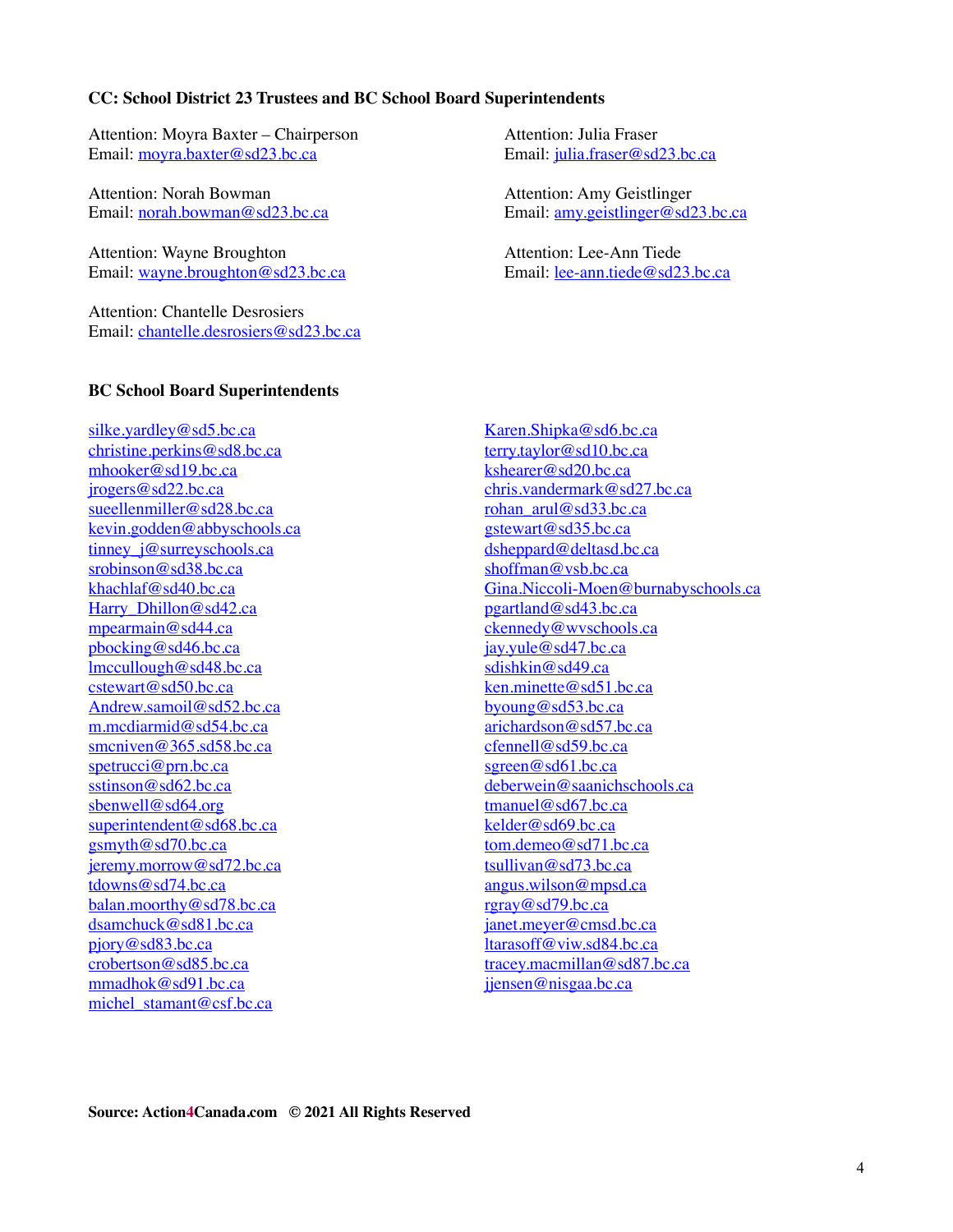**CC: School District 23 Trustees and BC School Board Superintendents**

Attention: Moyra Baxter – Chairperson
Email: moyra.baxter@sd23.bc.ca

Attention: Norah Bowman
Email: norah.bowman@sd23.bc.ca

Attention: Wayne Broughton
Email: wayne.broughton@sd23.bc.ca

Attention: Chantelle Desrosiers
Email: chantelle.desrosiers@sd23.bc.ca

Attention: Julia Fraser
Email: julia.fraser@sd23.bc.ca

Attention: Amy Geistlinger
Email: amy.geistlinger@sd23.bc.ca

Attention: Lee-Ann Tiede
Email: lee-ann.tiede@sd23.bc.ca

**BC School Board Superintendents**

silke.yardley@sd5.bc.ca
christine.perkins@sd8.bc.ca
mhooker@sd19.bc.ca
jrogers@sd22.bc.ca
sueellenmiller@sd28.bc.ca
kevin.godden@abbyschools.ca
tinney_j@surreyschools.ca
srobinson@sd38.bc.ca
khachlaf@sd40.bc.ca
Harry_Dhillon@sd42.ca
mpearmain@sd44.ca
pbocking@sd46.bc.ca
lmccullough@sd48.bc.ca
cstewart@sd50.bc.ca
Andrew.samoil@sd52.bc.ca
m.mcdiarmid@sd54.bc.ca
smcniven@365.sd58.bc.ca
spetrucci@prn.bc.ca
sstinson@sd62.bc.ca
sbenwell@sd64.org
superintendent@sd68.bc.ca
gsmyth@sd70.bc.ca
jeremy.morrow@sd72.bc.ca
tdowns@sd74.bc.ca
balan.moorthy@sd78.bc.ca
dsamchuck@sd81.bc.ca
pjory@sd83.bc.ca
crobertson@sd85.bc.ca
mmadhok@sd91.bc.ca
michel_stamant@csf.bc.ca

Karen.Shipka@sd6.bc.ca
terry.taylor@sd10.bc.ca
kshearer@sd20.bc.ca
chris.vandermark@sd27.bc.ca
rohan_arul@sd33.bc.ca
gstewart@sd35.bc.ca
dsheppard@deltasd.bc.ca
shoffman@vsb.bc.ca
Gina.Niccoli-Moen@burnabyschools.ca
pgartland@sd43.bc.ca
ckennedy@wvschools.ca
jay.yule@sd47.bc.ca
sdishkin@sd49.ca
ken.minette@sd51.bc.ca
byoung@sd53.bc.ca
arichardson@sd57.bc.ca
cfennell@sd59.bc.ca
sgreen@sd61.bc.ca
deberwein@saanichschools.ca
tmanuel@sd67.bc.ca
kelder@sd69.bc.ca
tom.demeo@sd71.bc.ca
tsullivan@sd73.bc.ca
angus.wilson@mpsd.ca
rgray@sd79.bc.ca
janet.meyer@cmsd.bc.ca
ltarasoff@viw.sd84.bc.ca
tracey.macmillan@sd87.bc.ca
jjensen@nisgaa.bc.ca

**Source: Action4Canada.com © 2021 All Rights Reserved**